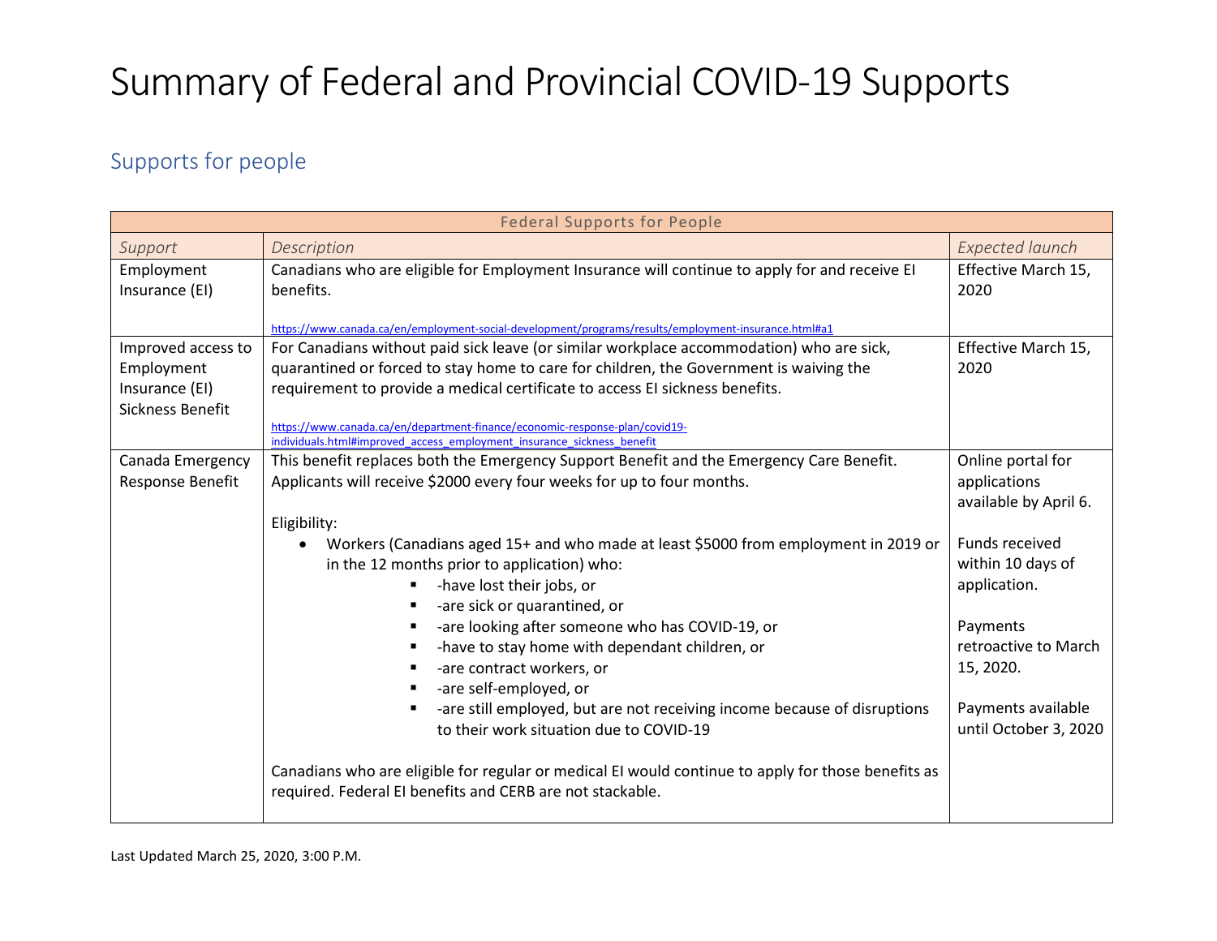# Summary of Federal and Provincial COVID-19 Supports

## Supports for people

| Federal Supports for People | | |
|---|---|---|
| *Support* | *Description* | *Expected launch* |
| Employment Insurance (EI) | Canadians who are eligible for Employment Insurance will continue to apply for and receive EI benefits.<br><br>https://www.canada.ca/en/employment-social-development/programs/results/employment-insurance.html#a1 | Effective March 15, 2020 |
| Improved access to Employment Insurance (EI) Sickness Benefit | For Canadians without paid sick leave (or similar workplace accommodation) who are sick, quarantined or forced to stay home to care for children, the Government is waiving the requirement to provide a medical certificate to access EI sickness benefits.<br><br>https://www.canada.ca/en/department-finance/economic-response-plan/covid19-individuals.html#improved_access_employment_insurance_sickness_benefit | Effective March 15, 2020 |
| Canada Emergency Response Benefit | This benefit replaces both the Emergency Support Benefit and the Emergency Care Benefit. Applicants will receive $2000 every four weeks for up to four months.<br><br>Eligibility:<br>• Workers (Canadians aged 15+ and who made at least $5000 from employment in 2019 or in the 12 months prior to application) who:<br>▪ -have lost their jobs, or<br>▪ -are sick or quarantined, or<br>▪ -are looking after someone who has COVID-19, or<br>▪ -have to stay home with dependant children, or<br>▪ -are contract workers, or<br>▪ -are self-employed, or<br>▪ -are still employed, but are not receiving income because of disruptions to their work situation due to COVID-19<br><br>Canadians who are eligible for regular or medical EI would continue to apply for those benefits as required. Federal EI benefits and CERB are not stackable. | Online portal for applications available by April 6.<br><br>Funds received within 10 days of application.<br><br>Payments retroactive to March 15, 2020.<br><br>Payments available until October 3, 2020 |

Last Updated March 25, 2020, 3:00 P.M.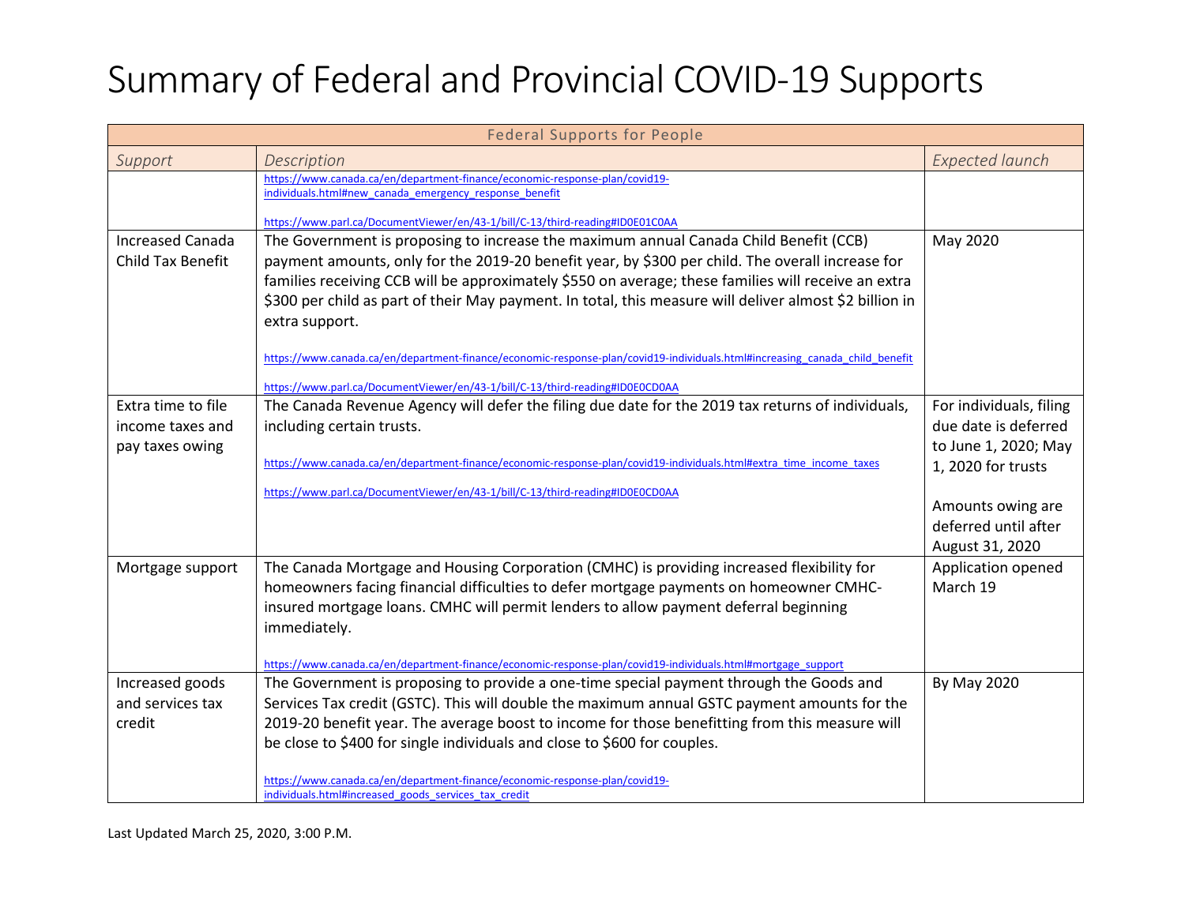# Summary of Federal and Provincial COVID-19 Supports

| Federal Supports for People | | |
|---|---|---|
| *Support* | *Description* | *Expected launch* |
| | https://www.canada.ca/en/department-finance/economic-response-plan/covid19-individuals.html#new_canada_emergency_response_benefit<br><br>https://www.parl.ca/DocumentViewer/en/43-1/bill/C-13/third-reading#ID0E01C0AA | |
| Increased Canada Child Tax Benefit | The Government is proposing to increase the maximum annual Canada Child Benefit (CCB) payment amounts, only for the 2019-20 benefit year, by $300 per child. The overall increase for families receiving CCB will be approximately $550 on average; these families will receive an extra $300 per child as part of their May payment. In total, this measure will deliver almost $2 billion in extra support.<br><br>https://www.canada.ca/en/department-finance/economic-response-plan/covid19-individuals.html#increasing_canada_child_benefit<br><br>https://www.parl.ca/DocumentViewer/en/43-1/bill/C-13/third-reading#ID0E0CD0AA | May 2020 |
| Extra time to file income taxes and pay taxes owing | The Canada Revenue Agency will defer the filing due date for the 2019 tax returns of individuals, including certain trusts.<br><br>https://www.canada.ca/en/department-finance/economic-response-plan/covid19-individuals.html#extra_time_income_taxes<br><br>https://www.parl.ca/DocumentViewer/en/43-1/bill/C-13/third-reading#ID0E0CD0AA | For individuals, filing due date is deferred to June 1, 2020; May 1, 2020 for trusts<br><br>Amounts owing are deferred until after August 31, 2020 |
| Mortgage support | The Canada Mortgage and Housing Corporation (CMHC) is providing increased flexibility for homeowners facing financial difficulties to defer mortgage payments on homeowner CMHC-insured mortgage loans. CMHC will permit lenders to allow payment deferral beginning immediately.<br><br>https://www.canada.ca/en/department-finance/economic-response-plan/covid19-individuals.html#mortgage_support | Application opened March 19 |
| Increased goods and services tax credit | The Government is proposing to provide a one-time special payment through the Goods and Services Tax credit (GSTC). This will double the maximum annual GSTC payment amounts for the 2019-20 benefit year. The average boost to income for those benefitting from this measure will be close to $400 for single individuals and close to $600 for couples.<br><br>https://www.canada.ca/en/department-finance/economic-response-plan/covid19-individuals.html#increased_goods_services_tax_credit | By May 2020 |

Last Updated March 25, 2020, 3:00 P.M.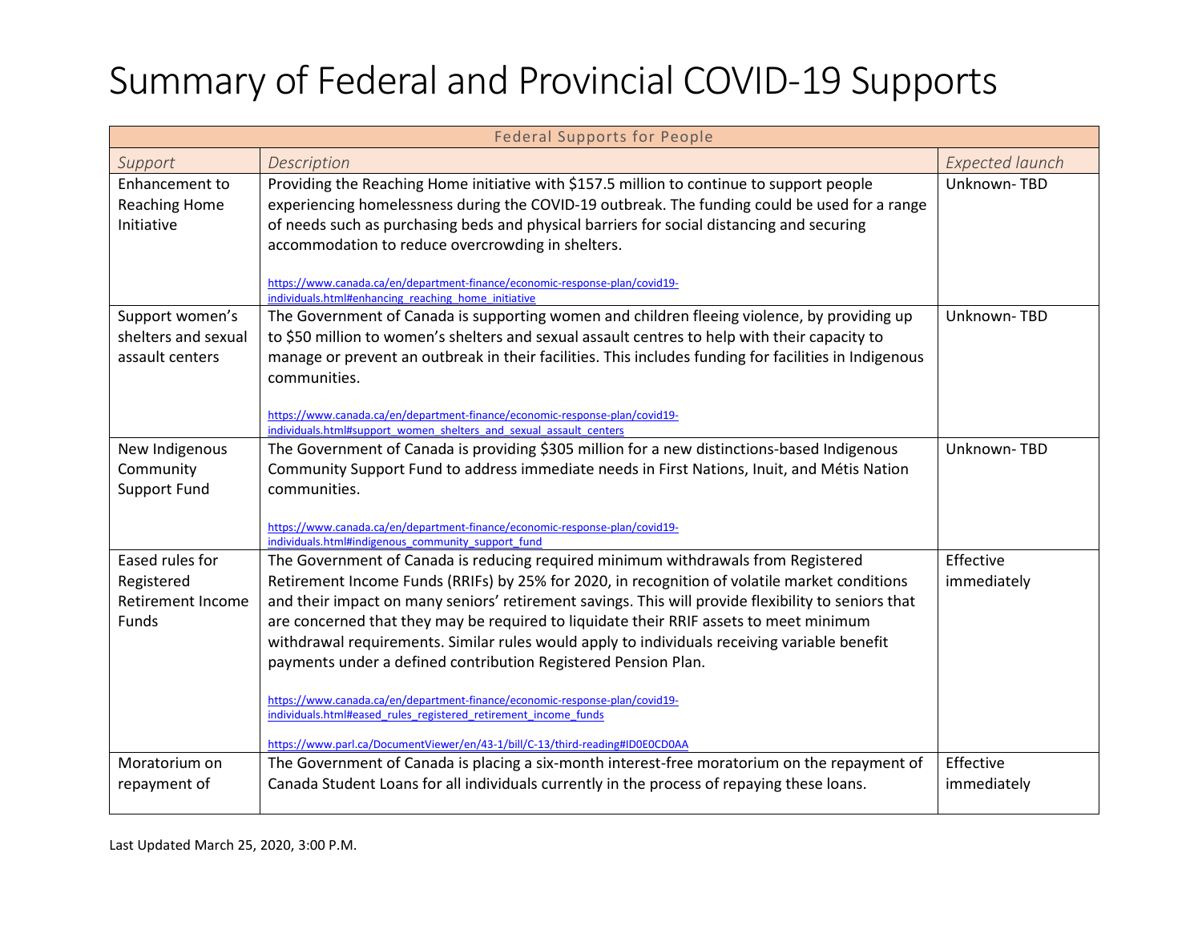# Summary of Federal and Provincial COVID-19 Supports

| Federal Supports for People | | |
|---|---|---|
| *Support* | *Description* | *Expected launch* |
| Enhancement to Reaching Home Initiative | Providing the Reaching Home initiative with $157.5 million to continue to support people experiencing homelessness during the COVID-19 outbreak. The funding could be used for a range of needs such as purchasing beds and physical barriers for social distancing and securing accommodation to reduce overcrowding in shelters.<br><br>https://www.canada.ca/en/department-finance/economic-response-plan/covid19-individuals.html#enhancing_reaching_home_initiative | Unknown- TBD |
| Support women's shelters and sexual assault centers | The Government of Canada is supporting women and children fleeing violence, by providing up to $50 million to women's shelters and sexual assault centres to help with their capacity to manage or prevent an outbreak in their facilities. This includes funding for facilities in Indigenous communities.<br><br>https://www.canada.ca/en/department-finance/economic-response-plan/covid19-individuals.html#support_women_shelters_and_sexual_assault_centers | Unknown- TBD |
| New Indigenous Community Support Fund | The Government of Canada is providing $305 million for a new distinctions-based Indigenous Community Support Fund to address immediate needs in First Nations, Inuit, and Métis Nation communities.<br><br>https://www.canada.ca/en/department-finance/economic-response-plan/covid19-individuals.html#indigenous_community_support_fund | Unknown- TBD |
| Eased rules for Registered Retirement Income Funds | The Government of Canada is reducing required minimum withdrawals from Registered Retirement Income Funds (RRIFs) by 25% for 2020, in recognition of volatile market conditions and their impact on many seniors' retirement savings. This will provide flexibility to seniors that are concerned that they may be required to liquidate their RRIF assets to meet minimum withdrawal requirements. Similar rules would apply to individuals receiving variable benefit payments under a defined contribution Registered Pension Plan.<br><br>https://www.canada.ca/en/department-finance/economic-response-plan/covid19-individuals.html#eased_rules_registered_retirement_income_funds<br><br>https://www.parl.ca/DocumentViewer/en/43-1/bill/C-13/third-reading#ID0E0CD0AA | Effective immediately |
| Moratorium on repayment of | The Government of Canada is placing a six-month interest-free moratorium on the repayment of Canada Student Loans for all individuals currently in the process of repaying these loans. | Effective immediately |

Last Updated March 25, 2020, 3:00 P.M.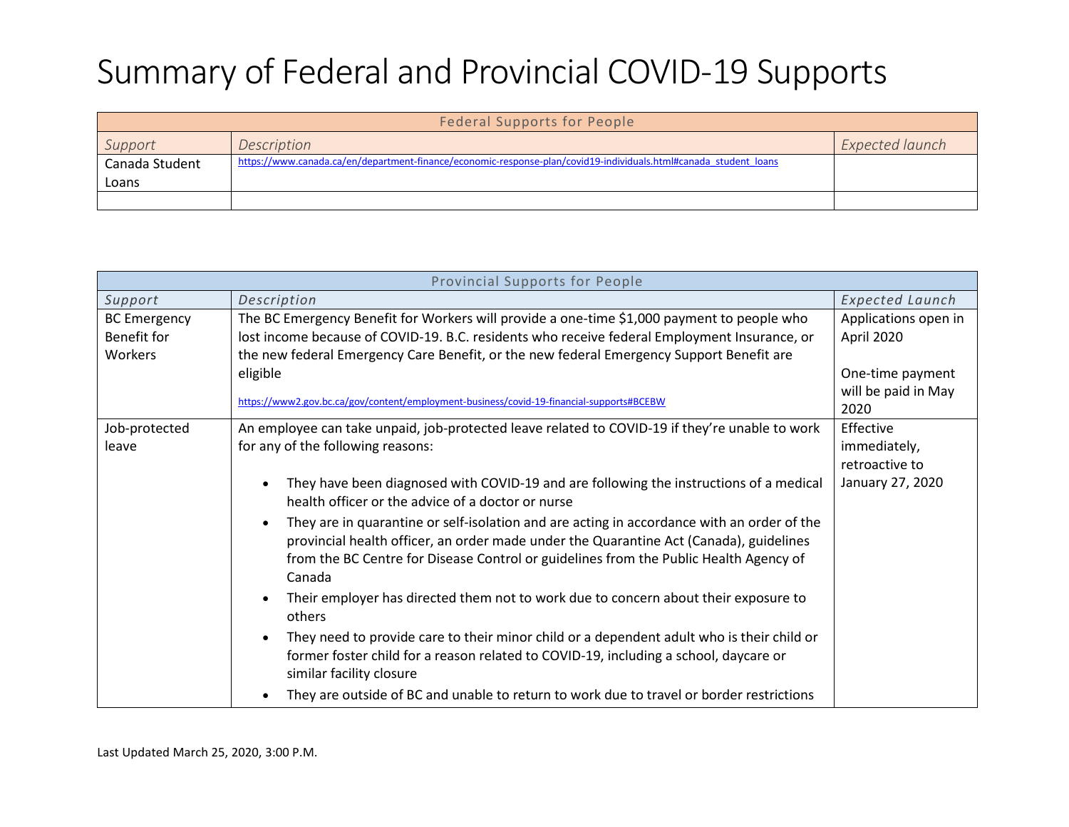# Summary of Federal and Provincial COVID-19 Supports

| Federal Supports for People | | |
|---|---|---|
| *Support* | *Description* | *Expected launch* |
| Canada Student Loans | https://www.canada.ca/en/department-finance/economic-response-plan/covid19-individuals.html#canada_student_loans | |
| | | |

| Provincial Supports for People | | |
|---|---|---|
| *Support* | *Description* | *Expected Launch* |
| BC Emergency Benefit for Workers | The BC Emergency Benefit for Workers will provide a one-time $1,000 payment to people who lost income because of COVID-19. B.C. residents who receive federal Employment Insurance, or the new federal Emergency Care Benefit, or the new federal Emergency Support Benefit are eligible<br><br>https://www2.gov.bc.ca/gov/content/employment-business/covid-19-financial-supports#BCEBW | Applications open in April 2020<br><br>One-time payment will be paid in May 2020 |
| Job-protected leave | An employee can take unpaid, job-protected leave related to COVID-19 if they're unable to work for any of the following reasons:<br><br>• They have been diagnosed with COVID-19 and are following the instructions of a medical health officer or the advice of a doctor or nurse<br>• They are in quarantine or self-isolation and are acting in accordance with an order of the provincial health officer, an order made under the Quarantine Act (Canada), guidelines from the BC Centre for Disease Control or guidelines from the Public Health Agency of Canada<br>• Their employer has directed them not to work due to concern about their exposure to others<br>• They need to provide care to their minor child or a dependent adult who is their child or former foster child for a reason related to COVID-19, including a school, daycare or similar facility closure<br>• They are outside of BC and unable to return to work due to travel or border restrictions | Effective immediately, retroactive to January 27, 2020 |

Last Updated March 25, 2020, 3:00 P.M.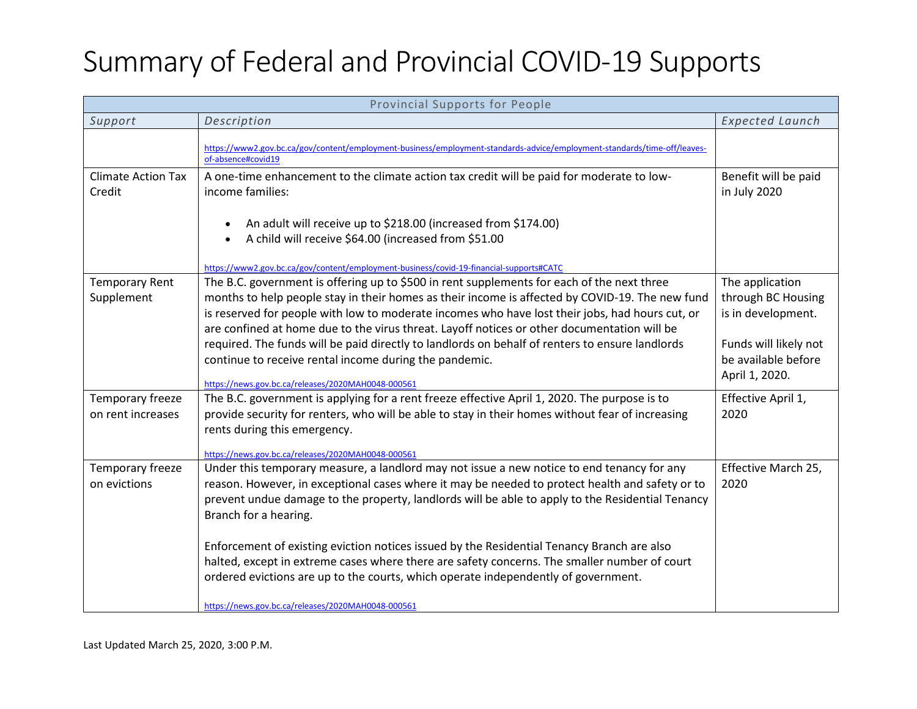# Summary of Federal and Provincial COVID-19 Supports

| Provincial Supports for People | | |
|---|---|---|
| *Support* | *Description* | *Expected Launch* |
| | https://www2.gov.bc.ca/gov/content/employment-business/employment-standards-advice/employment-standards/time-off/leaves-of-absence#covid19 | |
| Climate Action Tax Credit | A one-time enhancement to the climate action tax credit will be paid for moderate to low-income families:<br><br>• An adult will receive up to $218.00 (increased from $174.00)<br>• A child will receive $64.00 (increased from $51.00<br><br>https://www2.gov.bc.ca/gov/content/employment-business/covid-19-financial-supports#CATC | Benefit will be paid in July 2020 |
| Temporary Rent Supplement | The B.C. government is offering up to $500 in rent supplements for each of the next three months to help people stay in their homes as their income is affected by COVID-19. The new fund is reserved for people with low to moderate incomes who have lost their jobs, had hours cut, or are confined at home due to the virus threat. Layoff notices or other documentation will be required. The funds will be paid directly to landlords on behalf of renters to ensure landlords continue to receive rental income during the pandemic.<br><br>https://news.gov.bc.ca/releases/2020MAH0048-000561 | The application through BC Housing is in development.<br><br>Funds will likely not be available before April 1, 2020. |
| Temporary freeze on rent increases | The B.C. government is applying for a rent freeze effective April 1, 2020. The purpose is to provide security for renters, who will be able to stay in their homes without fear of increasing rents during this emergency.<br><br>https://news.gov.bc.ca/releases/2020MAH0048-000561 | Effective April 1, 2020 |
| Temporary freeze on evictions | Under this temporary measure, a landlord may not issue a new notice to end tenancy for any reason. However, in exceptional cases where it may be needed to protect health and safety or to prevent undue damage to the property, landlords will be able to apply to the Residential Tenancy Branch for a hearing.<br><br>Enforcement of existing eviction notices issued by the Residential Tenancy Branch are also halted, except in extreme cases where there are safety concerns. The smaller number of court ordered evictions are up to the courts, which operate independently of government.<br><br>https://news.gov.bc.ca/releases/2020MAH0048-000561 | Effective March 25, 2020 |

Last Updated March 25, 2020, 3:00 P.M.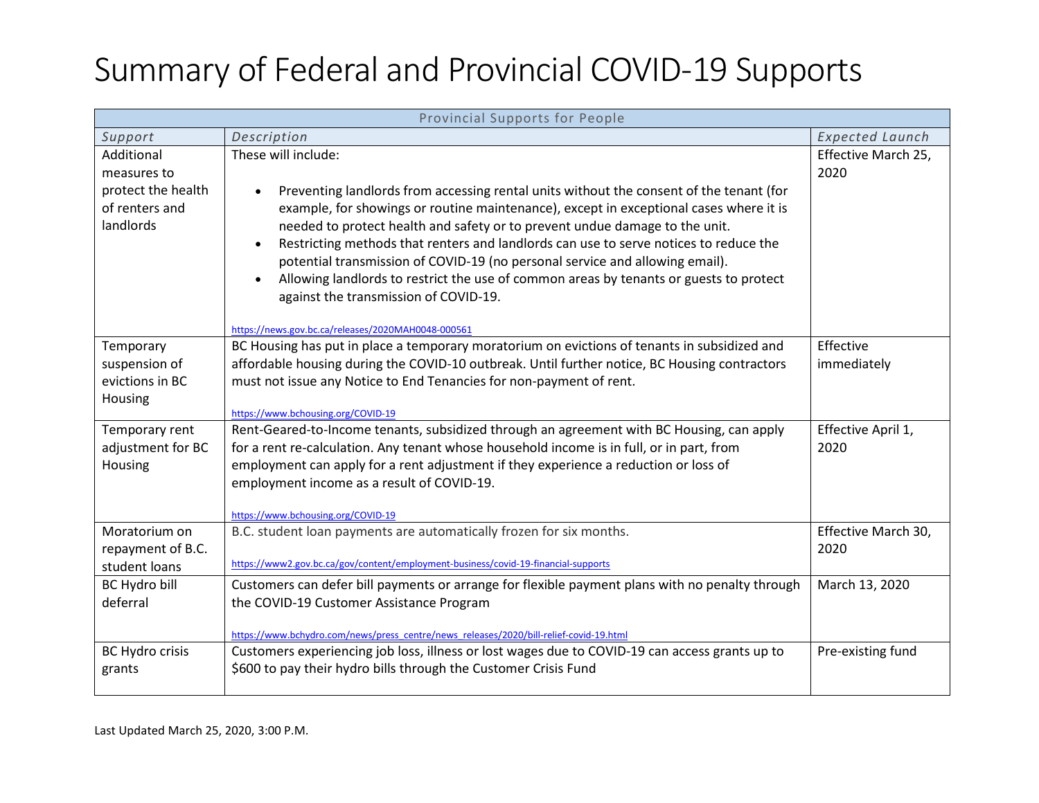# Summary of Federal and Provincial COVID-19 Supports

| Provincial Supports for People | | |
|---|---|---|
| *Support* | *Description* | *Expected Launch* |
| Additional measures to protect the health of renters and landlords | These will include:<br><br>• Preventing landlords from accessing rental units without the consent of the tenant (for example, for showings or routine maintenance), except in exceptional cases where it is needed to protect health and safety or to prevent undue damage to the unit.<br>• Restricting methods that renters and landlords can use to serve notices to reduce the potential transmission of COVID-19 (no personal service and allowing email).<br>• Allowing landlords to restrict the use of common areas by tenants or guests to protect against the transmission of COVID-19.<br><br>https://news.gov.bc.ca/releases/2020MAH0048-000561 | Effective March 25, 2020 |
| Temporary suspension of evictions in BC Housing | BC Housing has put in place a temporary moratorium on evictions of tenants in subsidized and affordable housing during the COVID-10 outbreak. Until further notice, BC Housing contractors must not issue any Notice to End Tenancies for non-payment of rent.<br><br>https://www.bchousing.org/COVID-19 | Effective immediately |
| Temporary rent adjustment for BC Housing | Rent-Geared-to-Income tenants, subsidized through an agreement with BC Housing, can apply for a rent re-calculation. Any tenant whose household income is in full, or in part, from employment can apply for a rent adjustment if they experience a reduction or loss of employment income as a result of COVID-19.<br><br>https://www.bchousing.org/COVID-19 | Effective April 1, 2020 |
| Moratorium on repayment of B.C. student loans | B.C. student loan payments are automatically frozen for six months.<br><br>https://www2.gov.bc.ca/gov/content/employment-business/covid-19-financial-supports | Effective March 30, 2020 |
| BC Hydro bill deferral | Customers can defer bill payments or arrange for flexible payment plans with no penalty through the COVID-19 Customer Assistance Program<br><br>https://www.bchydro.com/news/press_centre/news_releases/2020/bill-relief-covid-19.html | March 13, 2020 |
| BC Hydro crisis grants | Customers experiencing job loss, illness or lost wages due to COVID-19 can access grants up to $600 to pay their hydro bills through the Customer Crisis Fund | Pre-existing fund |

Last Updated March 25, 2020, 3:00 P.M.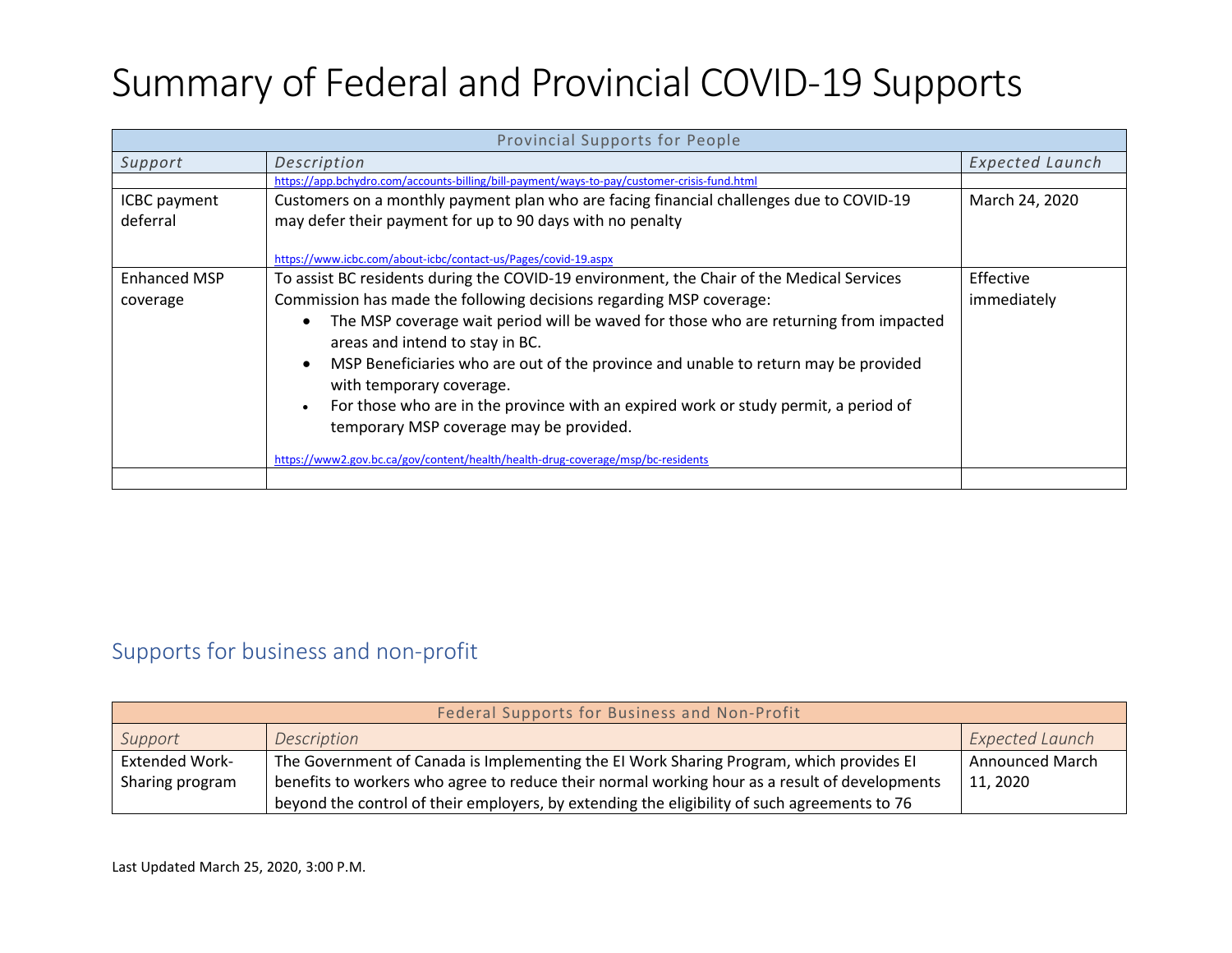# Summary of Federal and Provincial COVID-19 Supports

| Provincial Supports for People | | |
|---|---|---|
| *Support* | *Description* | *Expected Launch* |
| | https://app.bchydro.com/accounts-billing/bill-payment/ways-to-pay/customer-crisis-fund.html | |
| ICBC payment deferral | Customers on a monthly payment plan who are facing financial challenges due to COVID-19 may defer their payment for up to 90 days with no penalty<br><br>https://www.icbc.com/about-icbc/contact-us/Pages/covid-19.aspx | March 24, 2020 |
| Enhanced MSP coverage | To assist BC residents during the COVID-19 environment, the Chair of the Medical Services Commission has made the following decisions regarding MSP coverage:<br>• The MSP coverage wait period will be waved for those who are returning from impacted areas and intend to stay in BC.<br>• MSP Beneficiaries who are out of the province and unable to return may be provided with temporary coverage.<br>• For those who are in the province with an expired work or study permit, a period of temporary MSP coverage may be provided.<br><br>https://www2.gov.bc.ca/gov/content/health/health-drug-coverage/msp/bc-residents | Effective immediately |
| | | |

## Supports for business and non-profit

| Federal Supports for Business and Non-Profit | | |
|---|---|---|
| *Support* | *Description* | *Expected Launch* |
| Extended Work-Sharing program | The Government of Canada is Implementing the EI Work Sharing Program, which provides EI benefits to workers who agree to reduce their normal working hour as a result of developments beyond the control of their employers, by extending the eligibility of such agreements to 76 | Announced March 11, 2020 |

Last Updated March 25, 2020, 3:00 P.M.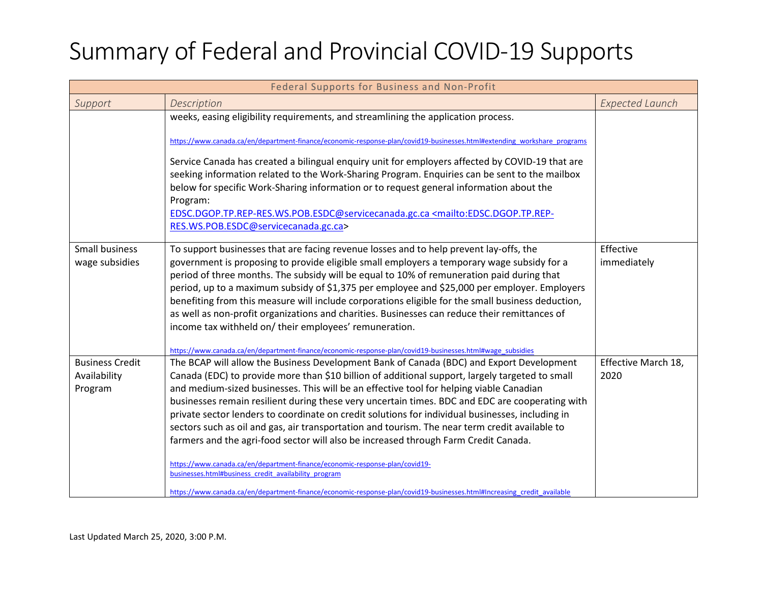# Summary of Federal and Provincial COVID-19 Supports

| Federal Supports for Business and Non-Profit | | |
|---|---|---|
| *Support* | *Description* | *Expected Launch* |
| | weeks, easing eligibility requirements, and streamlining the application process.<br><br>https://www.canada.ca/en/department-finance/economic-response-plan/covid19-businesses.html#extending_workshare_programs<br><br>Service Canada has created a bilingual enquiry unit for employers affected by COVID-19 that are seeking information related to the Work-Sharing Program. Enquiries can be sent to the mailbox below for specific Work-Sharing information or to request general information about the Program:<br>EDSC.DGOP.TP.REP-RES.WS.POB.ESDC@servicecanada.gc.ca <mailto:EDSC.DGOP.TP.REP-RES.WS.POB.ESDC@servicecanada.gc.ca> | |
| Small business wage subsidies | To support businesses that are facing revenue losses and to help prevent lay-offs, the government is proposing to provide eligible small employers a temporary wage subsidy for a period of three months. The subsidy will be equal to 10% of remuneration paid during that period, up to a maximum subsidy of $1,375 per employee and $25,000 per employer. Employers benefiting from this measure will include corporations eligible for the small business deduction, as well as non-profit organizations and charities. Businesses can reduce their remittances of income tax withheld on/ their employees' remuneration.<br><br>https://www.canada.ca/en/department-finance/economic-response-plan/covid19-businesses.html#wage_subsidies | Effective immediately |
| Business Credit Availability Program | The BCAP will allow the Business Development Bank of Canada (BDC) and Export Development Canada (EDC) to provide more than $10 billion of additional support, largely targeted to small and medium-sized businesses. This will be an effective tool for helping viable Canadian businesses remain resilient during these very uncertain times. BDC and EDC are cooperating with private sector lenders to coordinate on credit solutions for individual businesses, including in sectors such as oil and gas, air transportation and tourism. The near term credit available to farmers and the agri-food sector will also be increased through Farm Credit Canada.<br><br>https://www.canada.ca/en/department-finance/economic-response-plan/covid19-businesses.html#business_credit_availability_program<br><br>https://www.canada.ca/en/department-finance/economic-response-plan/covid19-businesses.html#Increasing_credit_available | Effective March 18, 2020 |

Last Updated March 25, 2020, 3:00 P.M.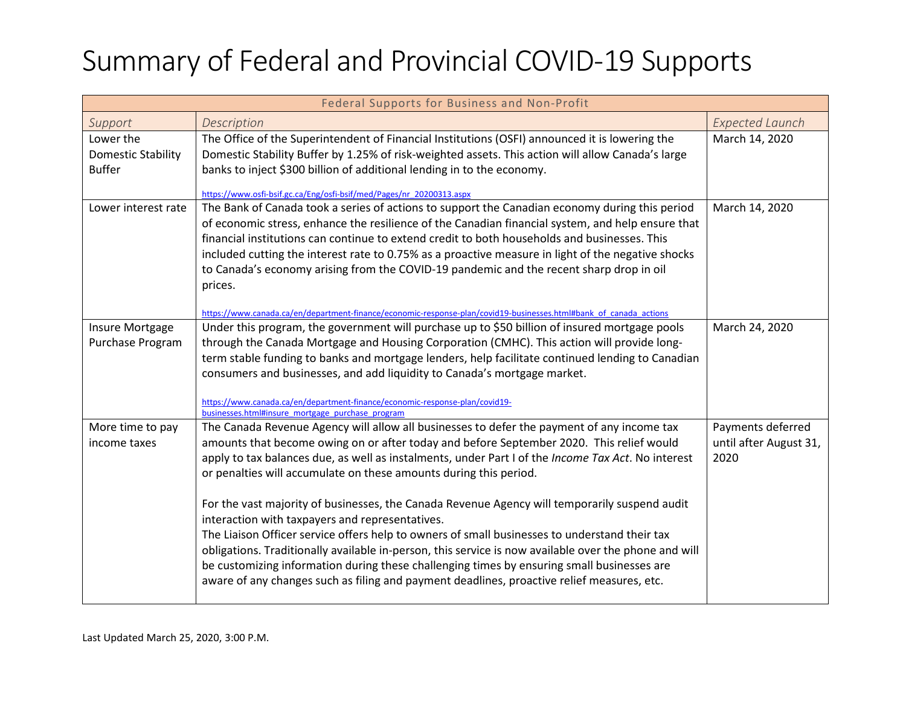# Summary of Federal and Provincial COVID-19 Supports

| Federal Supports for Business and Non-Profit | | |
|---|---|---|
| *Support* | *Description* | *Expected Launch* |
| Lower the Domestic Stability Buffer | The Office of the Superintendent of Financial Institutions (OSFI) announced it is lowering the Domestic Stability Buffer by 1.25% of risk-weighted assets. This action will allow Canada's large banks to inject $300 billion of additional lending in to the economy.<br><br>https://www.osfi-bsif.gc.ca/Eng/osfi-bsif/med/Pages/nr_20200313.aspx | March 14, 2020 |
| Lower interest rate | The Bank of Canada took a series of actions to support the Canadian economy during this period of economic stress, enhance the resilience of the Canadian financial system, and help ensure that financial institutions can continue to extend credit to both households and businesses. This included cutting the interest rate to 0.75% as a proactive measure in light of the negative shocks to Canada's economy arising from the COVID-19 pandemic and the recent sharp drop in oil prices.<br><br>https://www.canada.ca/en/department-finance/economic-response-plan/covid19-businesses.html#bank_of_canada_actions | March 14, 2020 |
| Insure Mortgage Purchase Program | Under this program, the government will purchase up to $50 billion of insured mortgage pools through the Canada Mortgage and Housing Corporation (CMHC). This action will provide long-term stable funding to banks and mortgage lenders, help facilitate continued lending to Canadian consumers and businesses, and add liquidity to Canada's mortgage market.<br><br>https://www.canada.ca/en/department-finance/economic-response-plan/covid19-businesses.html#insure_mortgage_purchase_program | March 24, 2020 |
| More time to pay income taxes | The Canada Revenue Agency will allow all businesses to defer the payment of any income tax amounts that become owing on or after today and before September 2020. This relief would apply to tax balances due, as well as instalments, under Part I of the *Income Tax Act*. No interest or penalties will accumulate on these amounts during this period.<br><br>For the vast majority of businesses, the Canada Revenue Agency will temporarily suspend audit interaction with taxpayers and representatives.<br>The Liaison Officer service offers help to owners of small businesses to understand their tax obligations. Traditionally available in-person, this service is now available over the phone and will be customizing information during these challenging times by ensuring small businesses are aware of any changes such as filing and payment deadlines, proactive relief measures, etc. | Payments deferred until after August 31, 2020 |

Last Updated March 25, 2020, 3:00 P.M.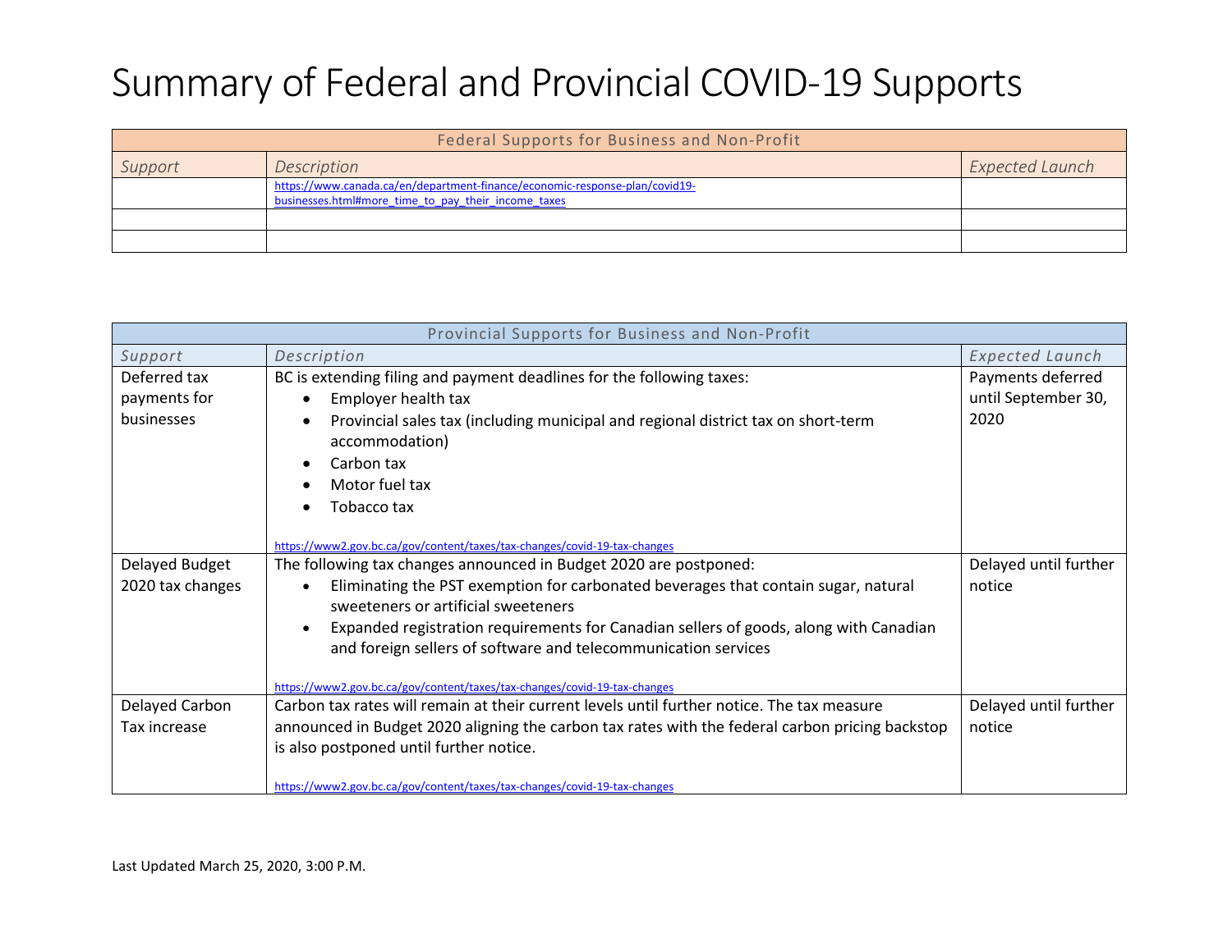# Summary of Federal and Provincial COVID-19 Supports

| Federal Supports for Business and Non-Profit | | |
|---|---|---|
| *Support* | *Description* | *Expected Launch* |
| | https://www.canada.ca/en/department-finance/economic-response-plan/covid19-businesses.html#more_time_to_pay_their_income_taxes | |
| | | |
| | | |

| Provincial Supports for Business and Non-Profit | | |
|---|---|---|
| *Support* | *Description* | *Expected Launch* |
| Deferred tax payments for businesses | BC is extending filing and payment deadlines for the following taxes:<br>• Employer health tax<br>• Provincial sales tax (including municipal and regional district tax on short-term accommodation)<br>• Carbon tax<br>• Motor fuel tax<br>• Tobacco tax<br><br>https://www2.gov.bc.ca/gov/content/taxes/tax-changes/covid-19-tax-changes | Payments deferred until September 30, 2020 |
| Delayed Budget 2020 tax changes | The following tax changes announced in Budget 2020 are postponed:<br>• Eliminating the PST exemption for carbonated beverages that contain sugar, natural sweeteners or artificial sweeteners<br>• Expanded registration requirements for Canadian sellers of goods, along with Canadian and foreign sellers of software and telecommunication services<br><br>https://www2.gov.bc.ca/gov/content/taxes/tax-changes/covid-19-tax-changes | Delayed until further notice |
| Delayed Carbon Tax increase | Carbon tax rates will remain at their current levels until further notice. The tax measure announced in Budget 2020 aligning the carbon tax rates with the federal carbon pricing backstop is also postponed until further notice.<br><br>https://www2.gov.bc.ca/gov/content/taxes/tax-changes/covid-19-tax-changes | Delayed until further notice |

Last Updated March 25, 2020, 3:00 P.M.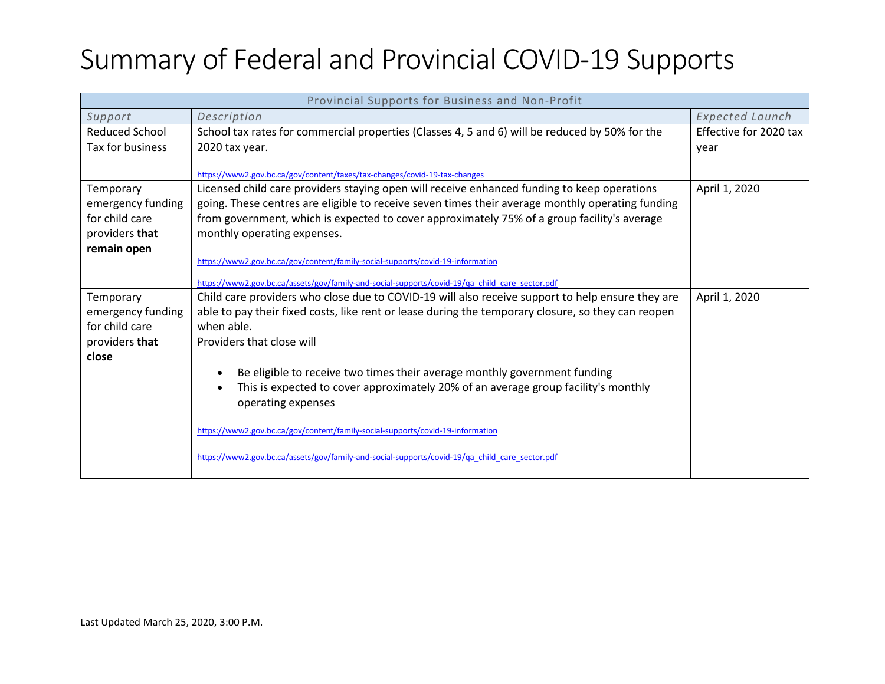# Summary of Federal and Provincial COVID-19 Supports

| Provincial Supports for Business and Non-Profit | | |
|---|---|---|
| *Support* | *Description* | *Expected Launch* |
| Reduced School Tax for business | School tax rates for commercial properties (Classes 4, 5 and 6) will be reduced by 50% for the 2020 tax year.<br><br>https://www2.gov.bc.ca/gov/content/taxes/tax-changes/covid-19-tax-changes | Effective for 2020 tax year |
| Temporary emergency funding for child care providers **that remain open** | Licensed child care providers staying open will receive enhanced funding to keep operations going. These centres are eligible to receive seven times their average monthly operating funding from government, which is expected to cover approximately 75% of a group facility's average monthly operating expenses.<br><br>https://www2.gov.bc.ca/gov/content/family-social-supports/covid-19-information<br><br>https://www2.gov.bc.ca/assets/gov/family-and-social-supports/covid-19/qa_child_care_sector.pdf | April 1, 2020 |
| Temporary emergency funding for child care providers **that close** | Child care providers who close due to COVID-19 will also receive support to help ensure they are able to pay their fixed costs, like rent or lease during the temporary closure, so they can reopen when able.<br>Providers that close will<br>• Be eligible to receive two times their average monthly government funding<br>• This is expected to cover approximately 20% of an average group facility's monthly operating expenses<br><br>https://www2.gov.bc.ca/gov/content/family-social-supports/covid-19-information<br><br>https://www2.gov.bc.ca/assets/gov/family-and-social-supports/covid-19/qa_child_care_sector.pdf | April 1, 2020 |
| | | |

Last Updated March 25, 2020, 3:00 P.M.